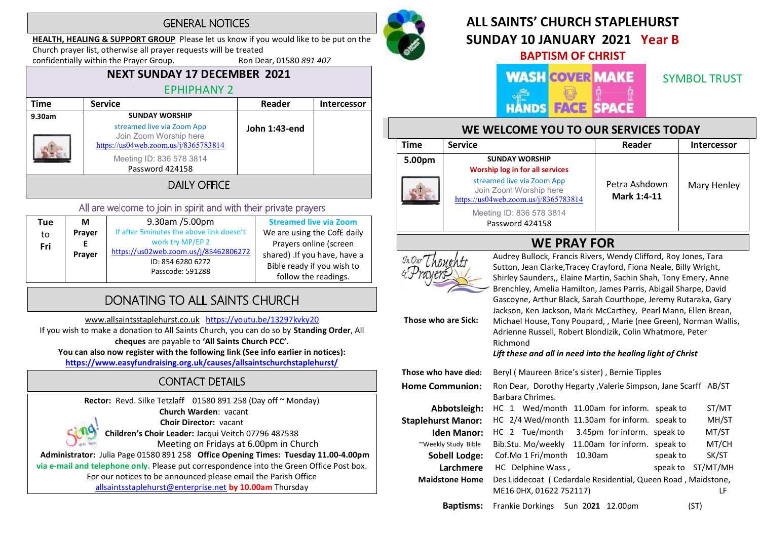## GENERAL NOTICES

**HEALTH, HEALING & SUPPORT GROUP** Please let us know if you would like to be put on the Church prayer list, otherwise all prayer requests will be treated confidentially within the Prayer Group. Ron Dear, 01580 *891 407*

### NEXT SUNDAY 17 DECEMBER 2021

EPHIPHANY 2

| Time | Service | Reader | Intercessor |
|---|---|---|---|
| 9.30am | **SUNDAY WORSHIP** streamed live via Zoom App Join Zoom Worship here https://us04web.zoom.us/j/8365783814 Meeting ID: 836 578 3814 Password 424158 | **John 1:43-end** | |

### DAILY OFFICE

All are welcome to join in spirit and with their private prayers

| | | | |
|---|---|---|---|
| **Tue to Fri** | **M Prayer E Prayer** | 9.30am /5.00pm If after 5minutes the above link doesn't work try MP/EP 2 https://us02web.zoom.us/j/85462806272 ID: 854 6280 6272 Passcode: 591288 | **Streamed live via Zoom** We are using the CofE daily Prayers online (screen shared) .If you have, have a Bible ready if you wish to follow the readings. |

## DONATING TO ALL SAINTS CHURCH

www.allsaintsstaplehurst.co.uk https://youtu.be/13297kvky20

If you wish to make a donation to All Saints Church, you can do so by **Standing Order**, All **cheques** are payable to **'All Saints Church PCC'.**

**You can also now register with the following link (See info earlier in notices):**

**https://www.easyfundraising.org.uk/causes/allsaintschurchstaplehurst/**

## CONTACT DETAILS

**Rector:** Revd. Silke Tetzlaff 01580 891 258 (Day off ~ Monday)

**Church Warden**: vacant

**Choir Director:** vacant

**Children's Choir Leader:** Jacqui Veitch 07796 487538

Meeting on Fridays at 6.00pm in Church

**Administrator:** Julia Page 01580 891 258 **Office Opening Times: Tuesday 11.00-4.00pm via e-mail and telephone only.** Please put correspondence into the Green Office Post box.

For our notices to be announced please email the Parish Office allsaintsstaplehurst@enterprise.net **by 10.00am** Thursday

# ALL SAINTS' CHURCH STAPLEHURST

# SUNDAY 10 JANUARY 2021 Year B

## BAPTISM OF CHRIST

WASH HANDS COVER FACE MAKE SPACE

SYMBOL TRUST

## WE WELCOME YOU TO OUR SERVICES TODAY

| Time | Service | Reader | Intercessor |
|---|---|---|---|
| 5.00pm | **SUNDAY WORSHIP** **Worship log in for all services** streamed live via Zoom App Join Zoom Worship here https://us04web.zoom.us/j/8365783814 Meeting ID: 836 578 3814 Password 424158 | Petra Ashdown **Mark 1:4-11** | Mary Henley |

## WE PRAY FOR

**Those who are Sick:** Audrey Bullock, Francis Rivers, Wendy Clifford, Roy Jones, Tara Sutton, Jean Clarke,Tracey Crayford, Fiona Neale, Billy Wright, Shirley Saunders,, Elaine Martin, Sachin Shah, Tony Emery, Anne Brenchley, Amelia Hamilton, James Parris, Abigail Sharpe, David Gascoyne, Arthur Black, Sarah Courthope, Jeremy Rutaraka, Gary Jackson, Ken Jackson, Mark McCarthey, Pearl Mann, Ellen Brean, Michael House, Tony Poupard, , Marie (nee Green), Norman Wallis, Adrienne Russell, Robert Blondizik, Colin Whatmore, Peter Richmond

***Lift these and all in need into the healing light of Christ***

**Those who have died:** Beryl ( Maureen Brice's sister) , Bernie Tipples

**Home Communion:** Ron Dear, Dorothy Hegarty ,Valerie Simpson, Jane Scarff AB/ST Barbara Chrimes.

| | | | | | |
|---|---|---|---|---|---|
| **Abbotsleigh:** | HC 1 Wed/month | 11.00am | for inform. | speak to | ST/MT |
| **Staplehurst Manor:** | HC 2/4 Wed/month | 11.30am | for inform. | speak to | MH/ST |
| **Iden Manor:** | HC 2 Tue/month | 3.45pm | for inform. | speak to | MT/ST |
| ~Weekly Study Bible | Bib.Stu. Mo/weekly | 11.00am | for inform. | speak to | MT/CH |
| **Sobell Lodge:** | Cof.Mo 1 Fri/month | 10.30am | | speak to | SK/ST |
| **Larchmere** | HC Delphine Wass , | | | speak to | ST/MT/MH |
| **Maidstone Home** | Des Liddecoat ( Cedardale Residential, Queen Road , Maidstone, ME16 0HX, 01622 752117) | | | | LF |

**Baptisms:** Frankie Dorkings Sun 2021 12.00pm (ST)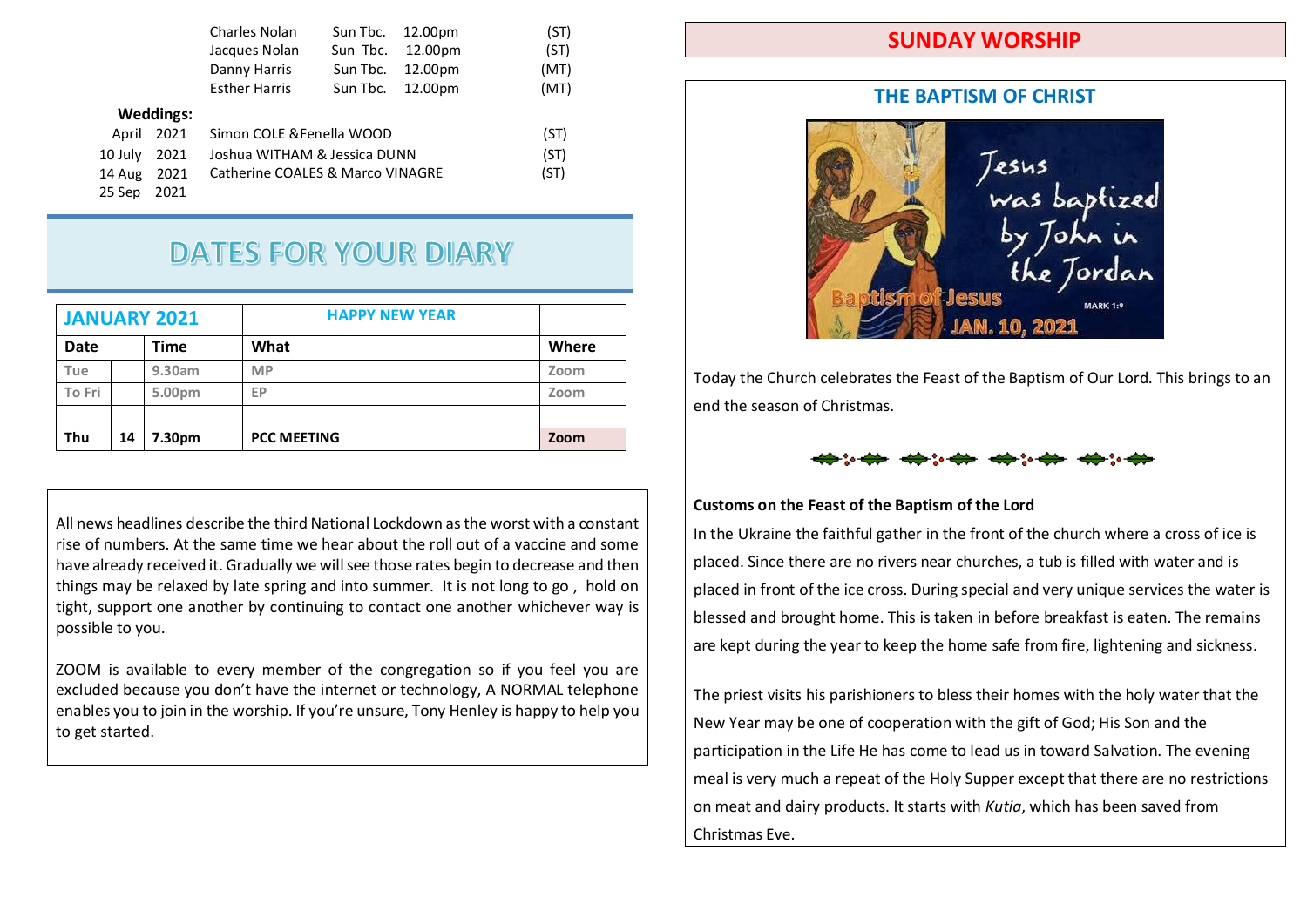| | | | |
|---|---|---|---|
| Charles Nolan | Sun Tbc. | 12.00pm | (ST) |
| Jacques Nolan | Sun Tbc. | 12.00pm | (ST) |
| Danny Harris | Sun Tbc. | 12.00pm | (MT) |
| Esther Harris | Sun Tbc. | 12.00pm | (MT) |

**Weddings:**

| | | |
|---|---|---|
| April 2021 | Simon COLE & Fenella WOOD | (ST) |
| 10 July 2021 | Joshua WITHAM & Jessica DUNN | (ST) |
| 14 Aug 2021 | Catherine COALES & Marco VINAGRE | (ST) |
| 25 Sep 2021 | | |

# DATES FOR YOUR DIARY

| JANUARY 2021 | | | HAPPY NEW YEAR | |
|---|---|---|---|---|
| **Date** | | **Time** | **What** | **Where** |
| Tue | | 9.30am | MP | Zoom |
| To Fri | | 5.00pm | EP | Zoom |
| | | | | |
| **Thu** | **14** | **7.30pm** | **PCC MEETING** | **Zoom** |

All news headlines describe the third National Lockdown as the worst with a constant rise of numbers. At the same time we hear about the roll out of a vaccine and some have already received it. Gradually we will see those rates begin to decrease and then things may be relaxed by late spring and into summer. It is not long to go , hold on tight, support one another by continuing to contact one another whichever way is possible to you.

ZOOM is available to every member of the congregation so if you feel you are excluded because you don't have the internet or technology, A NORMAL telephone enables you to join in the worship. If you're unsure, Tony Henley is happy to help you to get started.

# SUNDAY WORSHIP

## THE BAPTISM OF CHRIST

Today the Church celebrates the Feast of the Baptism of Our Lord. This brings to an end the season of Christmas.

**Customs on the Feast of the Baptism of the Lord**

In the Ukraine the faithful gather in the front of the church where a cross of ice is placed. Since there are no rivers near churches, a tub is filled with water and is placed in front of the ice cross. During special and very unique services the water is blessed and brought home. This is taken in before breakfast is eaten. The remains are kept during the year to keep the home safe from fire, lightening and sickness.

The priest visits his parishioners to bless their homes with the holy water that the New Year may be one of cooperation with the gift of God; His Son and the participation in the Life He has come to lead us in toward Salvation. The evening meal is very much a repeat of the Holy Supper except that there are no restrictions on meat and dairy products. It starts with *Kutia*, which has been saved from Christmas Eve.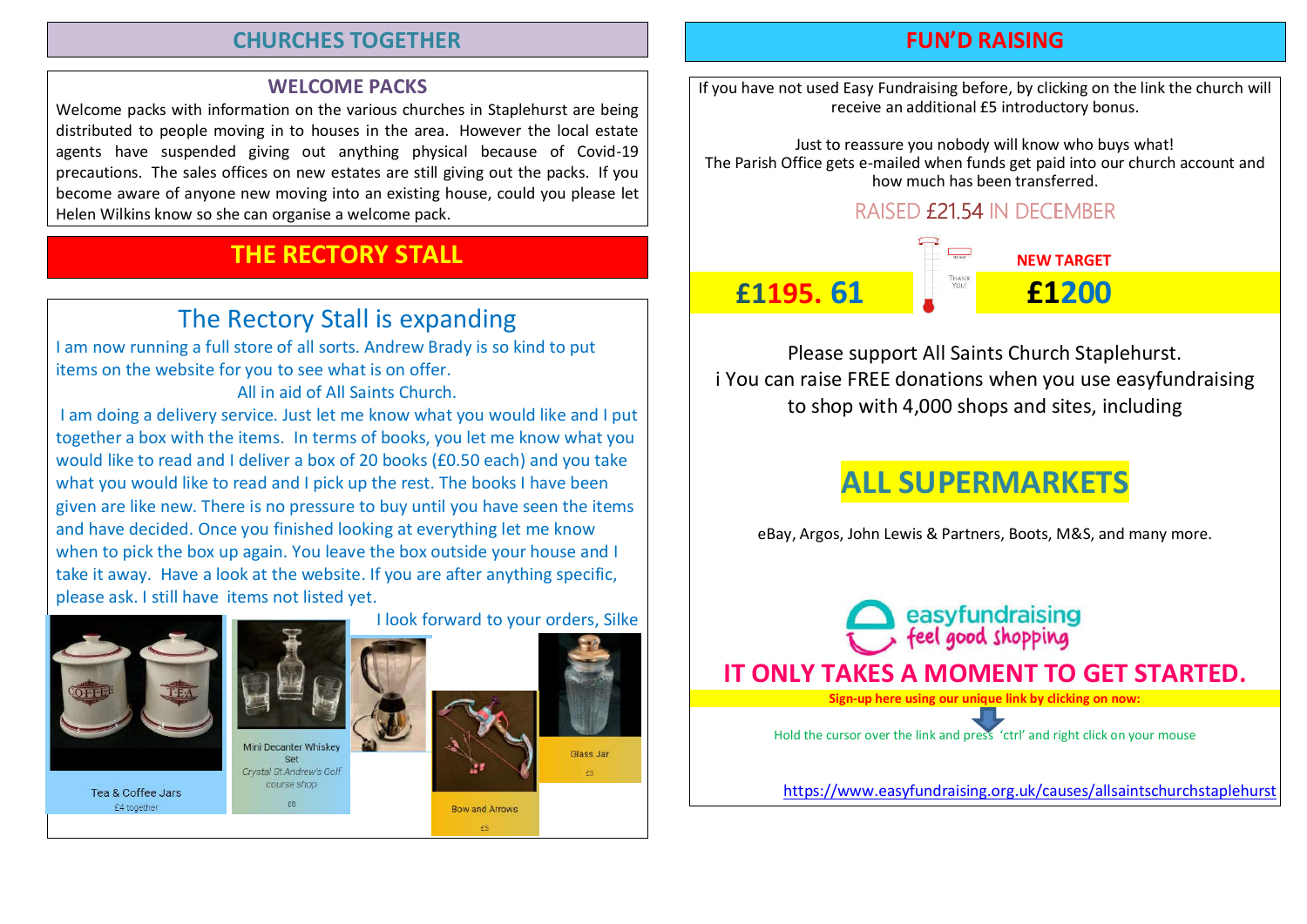## CHURCHES TOGETHER

### WELCOME PACKS

Welcome packs with information on the various churches in Staplehurst are being distributed to people moving in to houses in the area. However the local estate agents have suspended giving out anything physical because of Covid-19 precautions. The sales offices on new estates are still giving out the packs. If you become aware of anyone new moving into an existing house, could you please let Helen Wilkins know so she can organise a welcome pack.

## THE RECTORY STALL

### The Rectory Stall is expanding

I am now running a full store of all sorts. Andrew Brady is so kind to put items on the website for you to see what is on offer.

All in aid of All Saints Church.

I am doing a delivery service. Just let me know what you would like and I put together a box with the items. In terms of books, you let me know what you would like to read and I deliver a box of 20 books (£0.50 each) and you take what you would like to read and I pick up the rest. The books I have been given are like new. There is no pressure to buy until you have seen the items and have decided. Once you finished looking at everything let me know when to pick the box up again. You leave the box outside your house and I take it away. Have a look at the website. If you are after anything specific, please ask. I still have items not listed yet.

I look forward to your orders, Silke

Tea & Coffee Jars
£4 together

Mini Decanter Whiskey Set
*Crystal St.Andrew's Golf course shop*
£8

Bow and Arrows
£5

Glass Jar
£3

## FUN'D RAISING

If you have not used Easy Fundraising before, by clicking on the link the church will receive an additional £5 introductory bonus.

Just to reassure you nobody will know who buys what!
The Parish Office gets e-mailed when funds get paid into our church account and how much has been transferred.

RAISED £21.54 IN DECEMBER

**£1195. 61**

THANK YOU!

**NEW TARGET**

**£1200**

Please support All Saints Church Staplehurst.
i You can raise FREE donations when you use easyfundraising to shop with 4,000 shops and sites, including

# ALL SUPERMARKETS

eBay, Argos, John Lewis & Partners, Boots, M&S, and many more.

easyfundraising
feel good shopping

**IT ONLY TAKES A MOMENT TO GET STARTED.**

**Sign-up here using our unique link by clicking on now:**

Hold the cursor over the link and press 'ctrl' and right click on your mouse

https://www.easyfundraising.org.uk/causes/allsaintschurchstaplehurst